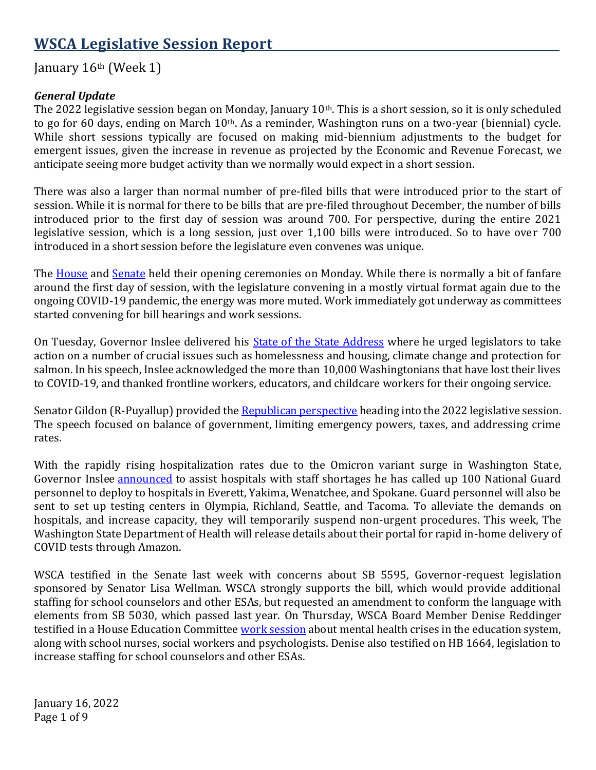# WSCA Legislative Session Report

January 16th (Week 1)

***General Update***

The 2022 legislative session began on Monday, January 10th. This is a short session, so it is only scheduled to go for 60 days, ending on March 10th. As a reminder, Washington runs on a two-year (biennial) cycle. While short sessions typically are focused on making mid-biennium adjustments to the budget for emergent issues, given the increase in revenue as projected by the Economic and Revenue Forecast, we anticipate seeing more budget activity than we normally would expect in a short session.

There was also a larger than normal number of pre-filed bills that were introduced prior to the start of session. While it is normal for there to be bills that are pre-filed throughout December, the number of bills introduced prior to the first day of session was around 700. For perspective, during the entire 2021 legislative session, which is a long session, just over 1,100 bills were introduced. So to have over 700 introduced in a short session before the legislature even convenes was unique.

The House and Senate held their opening ceremonies on Monday. While there is normally a bit of fanfare around the first day of session, with the legislature convening in a mostly virtual format again due to the ongoing COVID-19 pandemic, the energy was more muted. Work immediately got underway as committees started convening for bill hearings and work sessions.

On Tuesday, Governor Inslee delivered his State of the State Address where he urged legislators to take action on a number of crucial issues such as homelessness and housing, climate change and protection for salmon. In his speech, Inslee acknowledged the more than 10,000 Washingtonians that have lost their lives to COVID-19, and thanked frontline workers, educators, and childcare workers for their ongoing service.

Senator Gildon (R-Puyallup) provided the Republican perspective heading into the 2022 legislative session. The speech focused on balance of government, limiting emergency powers, taxes, and addressing crime rates.

With the rapidly rising hospitalization rates due to the Omicron variant surge in Washington State, Governor Inslee announced to assist hospitals with staff shortages he has called up 100 National Guard personnel to deploy to hospitals in Everett, Yakima, Wenatchee, and Spokane. Guard personnel will also be sent to set up testing centers in Olympia, Richland, Seattle, and Tacoma. To alleviate the demands on hospitals, and increase capacity, they will temporarily suspend non-urgent procedures. This week, The Washington State Department of Health will release details about their portal for rapid in-home delivery of COVID tests through Amazon.

WSCA testified in the Senate last week with concerns about SB 5595, Governor-request legislation sponsored by Senator Lisa Wellman. WSCA strongly supports the bill, which would provide additional staffing for school counselors and other ESAs, but requested an amendment to conform the language with elements from SB 5030, which passed last year. On Thursday, WSCA Board Member Denise Reddinger testified in a House Education Committee work session about mental health crises in the education system, along with school nurses, social workers and psychologists. Denise also testified on HB 1664, legislation to increase staffing for school counselors and other ESAs.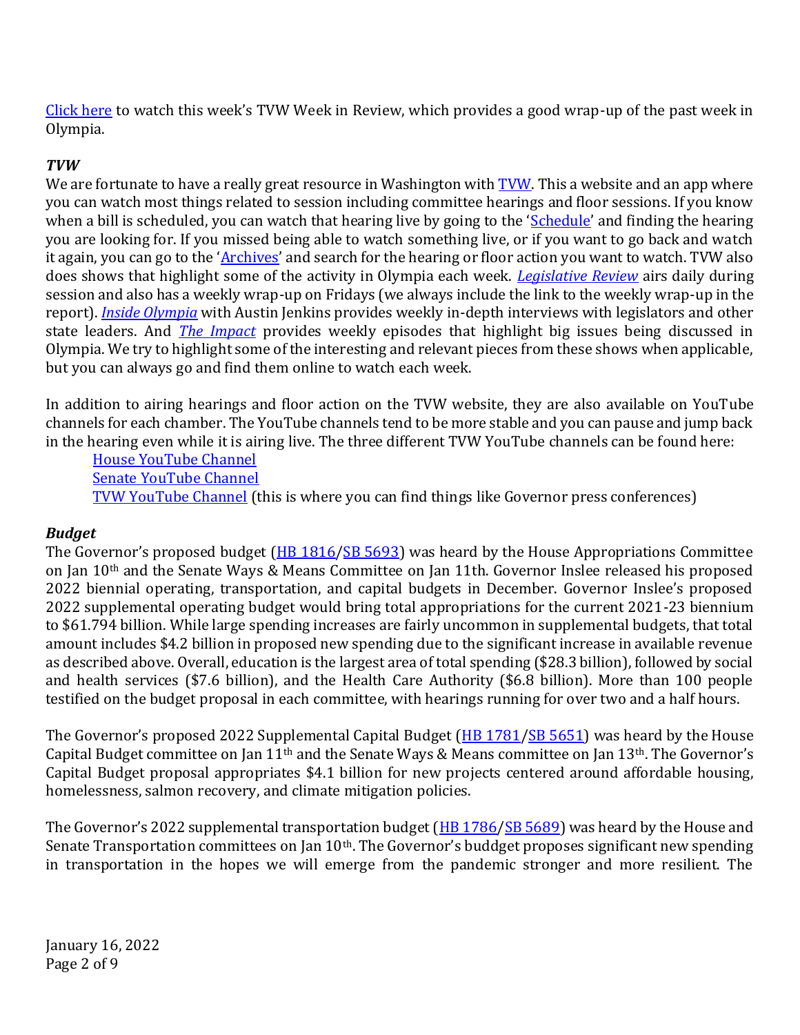Click here to watch this week's TVW Week in Review, which provides a good wrap-up of the past week in Olympia.

### *TVW*

We are fortunate to have a really great resource in Washington with TVW. This a website and an app where you can watch most things related to session including committee hearings and floor sessions. If you know when a bill is scheduled, you can watch that hearing live by going to the 'Schedule' and finding the hearing you are looking for. If you missed being able to watch something live, or if you want to go back and watch it again, you can go to the 'Archives' and search for the hearing or floor action you want to watch. TVW also does shows that highlight some of the activity in Olympia each week. *Legislative Review* airs daily during session and also has a weekly wrap-up on Fridays (we always include the link to the weekly wrap-up in the report). *Inside Olympia* with Austin Jenkins provides weekly in-depth interviews with legislators and other state leaders. And *The Impact* provides weekly episodes that highlight big issues being discussed in Olympia. We try to highlight some of the interesting and relevant pieces from these shows when applicable, but you can always go and find them online to watch each week.

In addition to airing hearings and floor action on the TVW website, they are also available on YouTube channels for each chamber. The YouTube channels tend to be more stable and you can pause and jump back in the hearing even while it is airing live. The three different TVW YouTube channels can be found here:

- House YouTube Channel
- Senate YouTube Channel
- TVW YouTube Channel (this is where you can find things like Governor press conferences)

### *Budget*

The Governor's proposed budget (HB 1816/SB 5693) was heard by the House Appropriations Committee on Jan 10th and the Senate Ways & Means Committee on Jan 11th. Governor Inslee released his proposed 2022 biennial operating, transportation, and capital budgets in December. Governor Inslee's proposed 2022 supplemental operating budget would bring total appropriations for the current 2021-23 biennium to $61.794 billion. While large spending increases are fairly uncommon in supplemental budgets, that total amount includes $4.2 billion in proposed new spending due to the significant increase in available revenue as described above. Overall, education is the largest area of total spending ($28.3 billion), followed by social and health services ($7.6 billion), and the Health Care Authority ($6.8 billion). More than 100 people testified on the budget proposal in each committee, with hearings running for over two and a half hours.

The Governor's proposed 2022 Supplemental Capital Budget (HB 1781/SB 5651) was heard by the House Capital Budget committee on Jan 11th and the Senate Ways & Means committee on Jan 13th. The Governor's Capital Budget proposal appropriates $4.1 billion for new projects centered around affordable housing, homelessness, salmon recovery, and climate mitigation policies.

The Governor's 2022 supplemental transportation budget (HB 1786/SB 5689) was heard by the House and Senate Transportation committees on Jan 10th. The Governor's buddget proposes significant new spending in transportation in the hopes we will emerge from the pandemic stronger and more resilient. The

January 16, 2022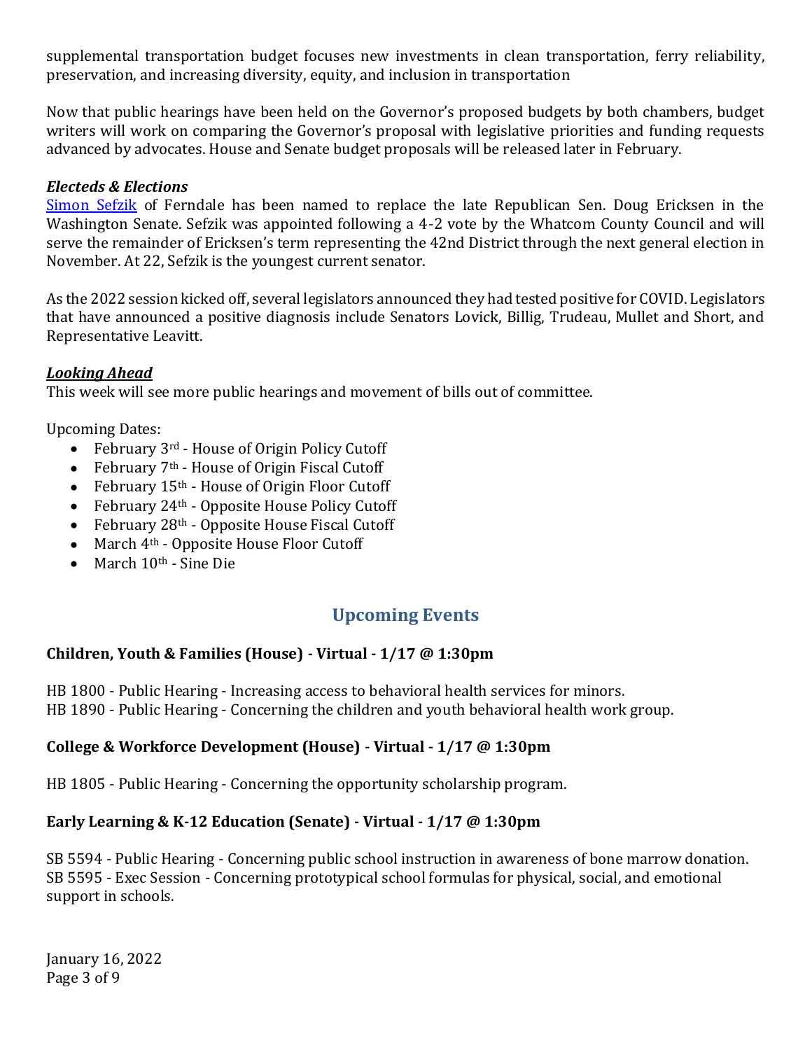supplemental transportation budget focuses new investments in clean transportation, ferry reliability, preservation, and increasing diversity, equity, and inclusion in transportation

Now that public hearings have been held on the Governor's proposed budgets by both chambers, budget writers will work on comparing the Governor's proposal with legislative priorities and funding requests advanced by advocates. House and Senate budget proposals will be released later in February.

***Electeds & Elections***

Simon Sefzik of Ferndale has been named to replace the late Republican Sen. Doug Ericksen in the Washington Senate. Sefzik was appointed following a 4-2 vote by the Whatcom County Council and will serve the remainder of Ericksen's term representing the 42nd District through the next general election in November. At 22, Sefzik is the youngest current senator.

As the 2022 session kicked off, several legislators announced they had tested positive for COVID. Legislators that have announced a positive diagnosis include Senators Lovick, Billig, Trudeau, Mullet and Short, and Representative Leavitt.

***Looking Ahead***

This week will see more public hearings and movement of bills out of committee.

Upcoming Dates:

- February 3rd - House of Origin Policy Cutoff
- February 7th - House of Origin Fiscal Cutoff
- February 15th - House of Origin Floor Cutoff
- February 24th - Opposite House Policy Cutoff
- February 28th - Opposite House Fiscal Cutoff
- March 4th - Opposite House Floor Cutoff
- March 10th - Sine Die

## Upcoming Events

**Children, Youth & Families (House) - Virtual - 1/17 @ 1:30pm**

HB 1800 - Public Hearing - Increasing access to behavioral health services for minors.
HB 1890 - Public Hearing - Concerning the children and youth behavioral health work group.

**College & Workforce Development (House) - Virtual - 1/17 @ 1:30pm**

HB 1805 - Public Hearing - Concerning the opportunity scholarship program.

**Early Learning & K-12 Education (Senate) - Virtual - 1/17 @ 1:30pm**

SB 5594 - Public Hearing - Concerning public school instruction in awareness of bone marrow donation.
SB 5595 - Exec Session - Concerning prototypical school formulas for physical, social, and emotional support in schools.

January 16, 2022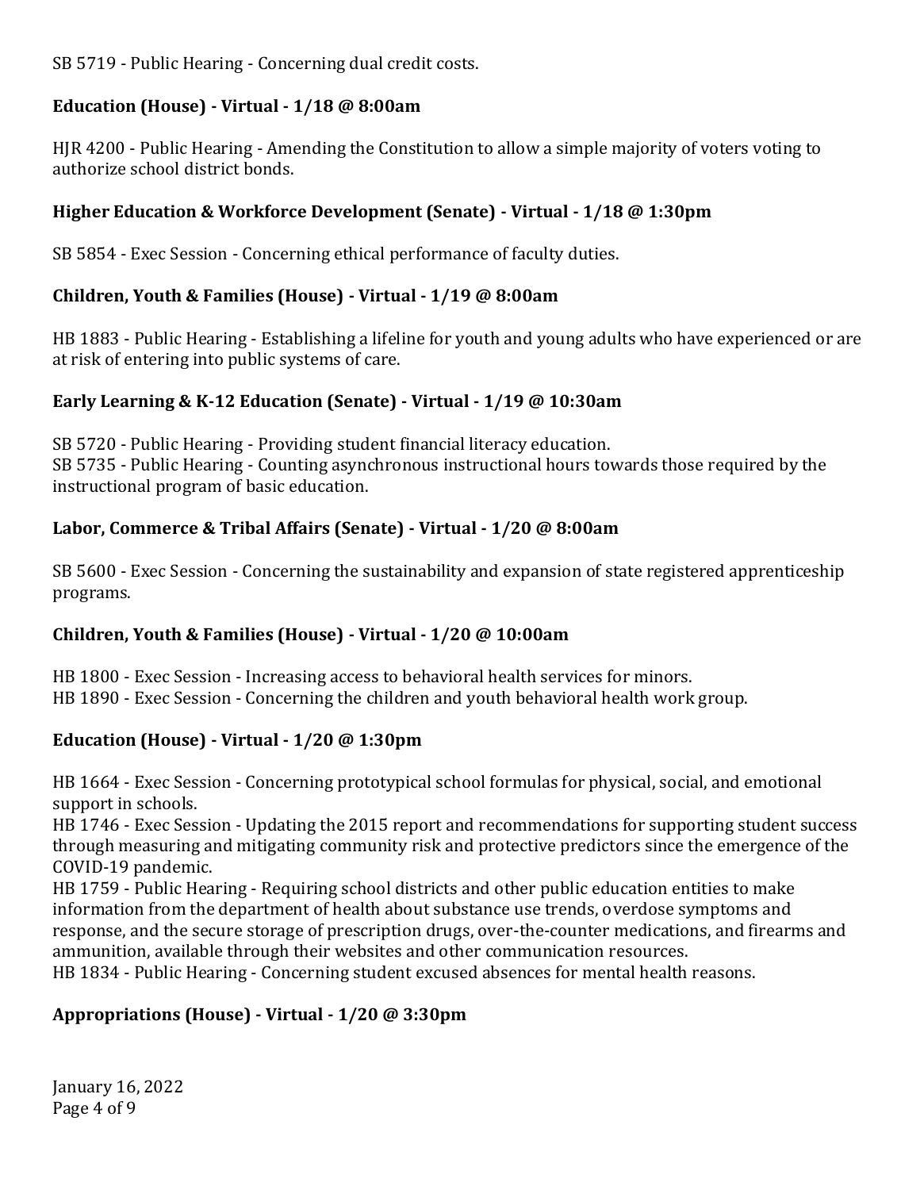SB 5719 - Public Hearing - Concerning dual credit costs.

**Education (House) - Virtual - 1/18 @ 8:00am**

HJR 4200 - Public Hearing - Amending the Constitution to allow a simple majority of voters voting to authorize school district bonds.

**Higher Education & Workforce Development (Senate) - Virtual - 1/18 @ 1:30pm**

SB 5854 - Exec Session - Concerning ethical performance of faculty duties.

**Children, Youth & Families (House) - Virtual - 1/19 @ 8:00am**

HB 1883 - Public Hearing - Establishing a lifeline for youth and young adults who have experienced or are at risk of entering into public systems of care.

**Early Learning & K-12 Education (Senate) - Virtual - 1/19 @ 10:30am**

SB 5720 - Public Hearing - Providing student financial literacy education.
SB 5735 - Public Hearing - Counting asynchronous instructional hours towards those required by the instructional program of basic education.

**Labor, Commerce & Tribal Affairs (Senate) - Virtual - 1/20 @ 8:00am**

SB 5600 - Exec Session - Concerning the sustainability and expansion of state registered apprenticeship programs.

**Children, Youth & Families (House) - Virtual - 1/20 @ 10:00am**

HB 1800 - Exec Session - Increasing access to behavioral health services for minors.
HB 1890 - Exec Session - Concerning the children and youth behavioral health work group.

**Education (House) - Virtual - 1/20 @ 1:30pm**

HB 1664 - Exec Session - Concerning prototypical school formulas for physical, social, and emotional support in schools.
HB 1746 - Exec Session - Updating the 2015 report and recommendations for supporting student success through measuring and mitigating community risk and protective predictors since the emergence of the COVID-19 pandemic.
HB 1759 - Public Hearing - Requiring school districts and other public education entities to make information from the department of health about substance use trends, overdose symptoms and response, and the secure storage of prescription drugs, over-the-counter medications, and firearms and ammunition, available through their websites and other communication resources.
HB 1834 - Public Hearing - Concerning student excused absences for mental health reasons.

**Appropriations (House) - Virtual - 1/20 @ 3:30pm**

January 16, 2022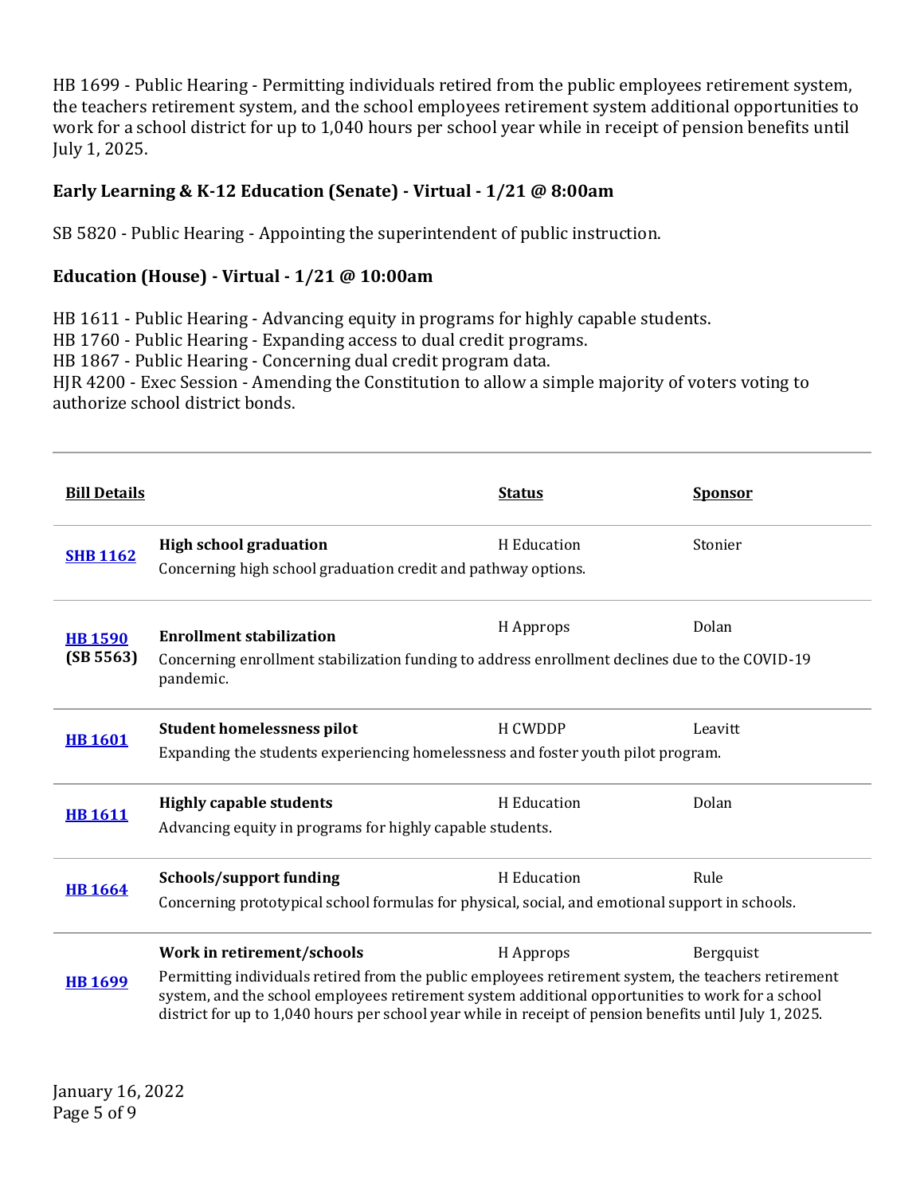HB 1699 - Public Hearing - Permitting individuals retired from the public employees retirement system, the teachers retirement system, and the school employees retirement system additional opportunities to work for a school district for up to 1,040 hours per school year while in receipt of pension benefits until July 1, 2025.

**Early Learning & K-12 Education (Senate) - Virtual - 1/21 @ 8:00am**

SB 5820 - Public Hearing - Appointing the superintendent of public instruction.

**Education (House) - Virtual - 1/21 @ 10:00am**

HB 1611 - Public Hearing - Advancing equity in programs for highly capable students.
HB 1760 - Public Hearing - Expanding access to dual credit programs.
HB 1867 - Public Hearing - Concerning dual credit program data.
HJR 4200 - Exec Session - Amending the Constitution to allow a simple majority of voters voting to authorize school district bonds.

---

| Bill Details | | Status | Sponsor |
|---|---|---|---|
| SHB 1162 | **High school graduation**<br>Concerning high school graduation credit and pathway options. | H Education | Stonier |
| HB 1590 (SB 5563) | **Enrollment stabilization**<br>Concerning enrollment stabilization funding to address enrollment declines due to the COVID-19 pandemic. | H Approps | Dolan |
| HB 1601 | **Student homelessness pilot**<br>Expanding the students experiencing homelessness and foster youth pilot program. | H CWDDP | Leavitt |
| HB 1611 | **Highly capable students**<br>Advancing equity in programs for highly capable students. | H Education | Dolan |
| HB 1664 | **Schools/support funding**<br>Concerning prototypical school formulas for physical, social, and emotional support in schools. | H Education | Rule |
| HB 1699 | **Work in retirement/schools**<br>Permitting individuals retired from the public employees retirement system, the teachers retirement system, and the school employees retirement system additional opportunities to work for a school district for up to 1,040 hours per school year while in receipt of pension benefits until July 1, 2025. | H Approps | Bergquist |

January 16, 2022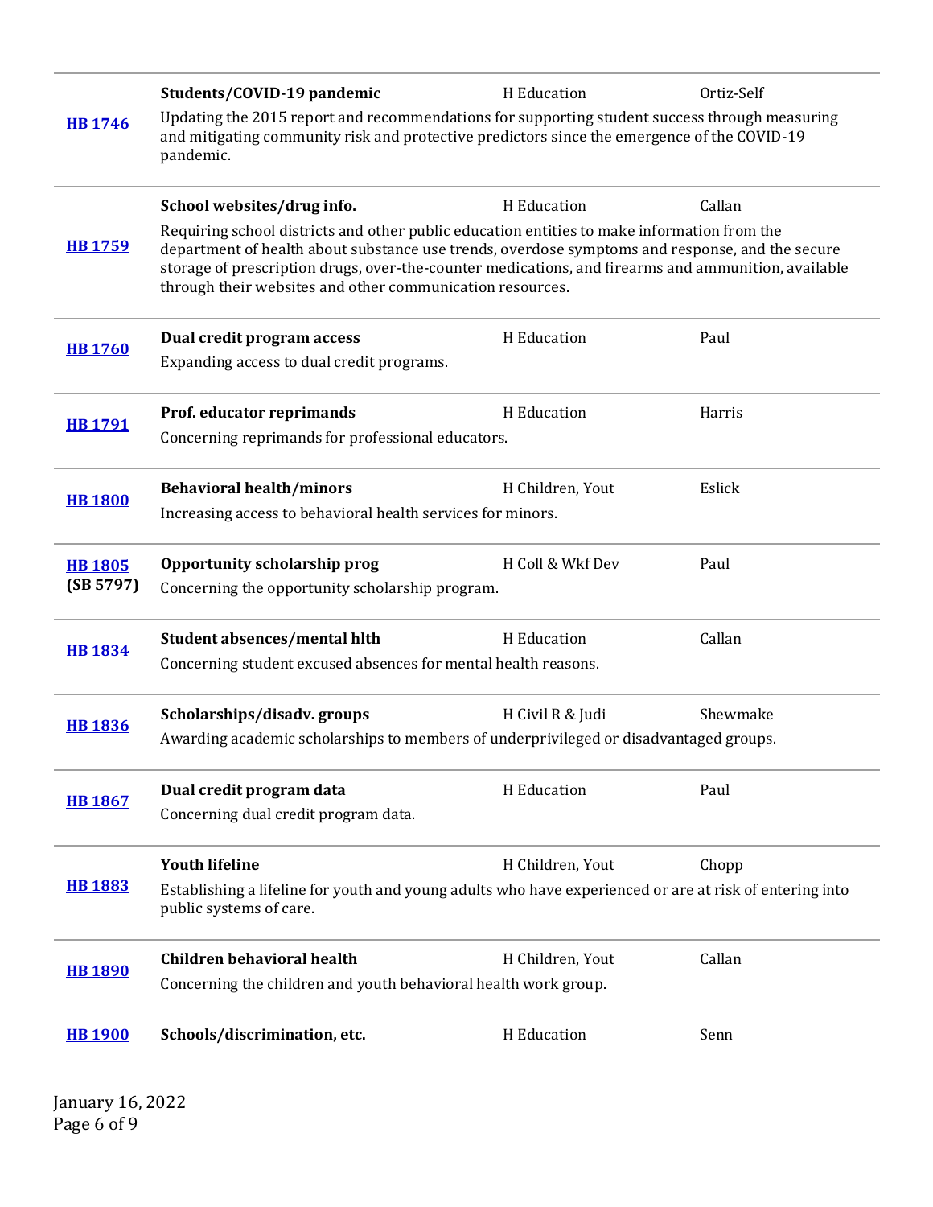| Bill | Title / Description | Committee | Sponsor |
|---|---|---|---|
| **[HB 1746]** | **Students/COVID-19 pandemic**<br>Updating the 2015 report and recommendations for supporting student success through measuring and mitigating community risk and protective predictors since the emergence of the COVID-19 pandemic. | H Education | Ortiz-Self |
| **[HB 1759]** | **School websites/drug info.**<br>Requiring school districts and other public education entities to make information from the department of health about substance use trends, overdose symptoms and response, and the secure storage of prescription drugs, over-the-counter medications, and firearms and ammunition, available through their websites and other communication resources. | H Education | Callan |
| **[HB 1760]** | **Dual credit program access**<br>Expanding access to dual credit programs. | H Education | Paul |
| **[HB 1791]** | **Prof. educator reprimands**<br>Concerning reprimands for professional educators. | H Education | Harris |
| **[HB 1800]** | **Behavioral health/minors**<br>Increasing access to behavioral health services for minors. | H Children, Yout | Eslick |
| **[HB 1805]** **(SB 5797)** | **Opportunity scholarship prog**<br>Concerning the opportunity scholarship program. | H Coll & Wkf Dev | Paul |
| **[HB 1834]** | **Student absences/mental hlth**<br>Concerning student excused absences for mental health reasons. | H Education | Callan |
| **[HB 1836]** | **Scholarships/disadv. groups**<br>Awarding academic scholarships to members of underprivileged or disadvantaged groups. | H Civil R & Judi | Shewmake |
| **[HB 1867]** | **Dual credit program data**<br>Concerning dual credit program data. | H Education | Paul |
| **[HB 1883]** | **Youth lifeline**<br>Establishing a lifeline for youth and young adults who have experienced or are at risk of entering into public systems of care. | H Children, Yout | Chopp |
| **[HB 1890]** | **Children behavioral health**<br>Concerning the children and youth behavioral health work group. | H Children, Yout | Callan |
| **[HB 1900]** | **Schools/discrimination, etc.** | H Education | Senn |

January 16, 2022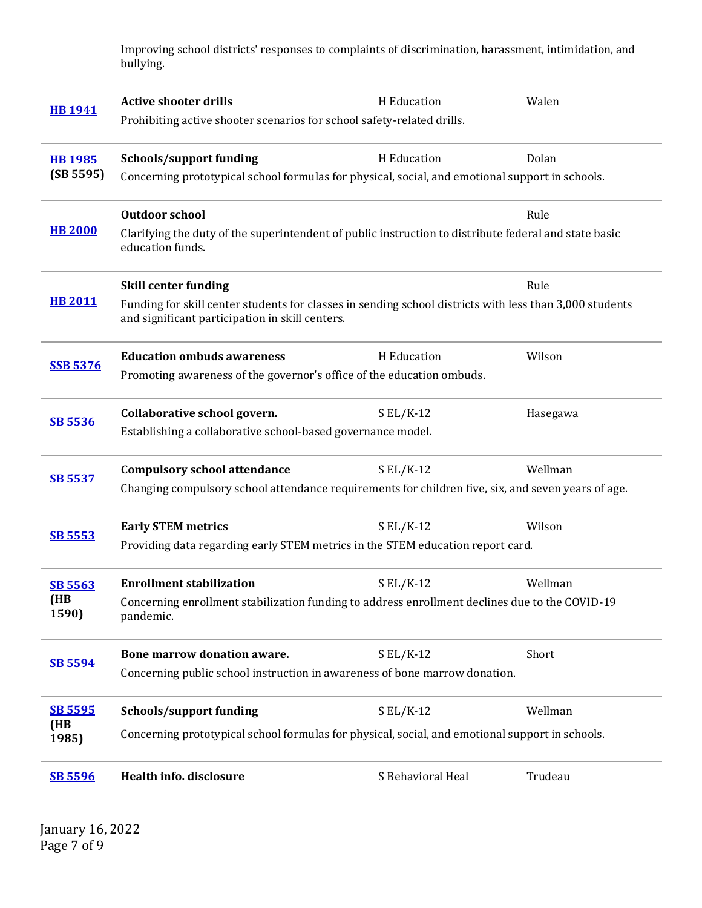Improving school districts' responses to complaints of discrimination, harassment, intimidation, and bullying.

| Bill | Title / Description | Committee | Sponsor |
|---|---|---|---|
| **HB 1941** | **Active shooter drills**<br>Prohibiting active shooter scenarios for school safety-related drills. | H Education | Walen |
| **HB 1985** **(SB 5595)** | **Schools/support funding**<br>Concerning prototypical school formulas for physical, social, and emotional support in schools. | H Education | Dolan |
| **HB 2000** | **Outdoor school**<br>Clarifying the duty of the superintendent of public instruction to distribute federal and state basic education funds. | | Rule |
| **HB 2011** | **Skill center funding**<br>Funding for skill center students for classes in sending school districts with less than 3,000 students and significant participation in skill centers. | | Rule |
| **SSB 5376** | **Education ombuds awareness**<br>Promoting awareness of the governor's office of the education ombuds. | H Education | Wilson |
| **SB 5536** | **Collaborative school govern.**<br>Establishing a collaborative school-based governance model. | S EL/K-12 | Hasegawa |
| **SB 5537** | **Compulsory school attendance**<br>Changing compulsory school attendance requirements for children five, six, and seven years of age. | S EL/K-12 | Wellman |
| **SB 5553** | **Early STEM metrics**<br>Providing data regarding early STEM metrics in the STEM education report card. | S EL/K-12 | Wilson |
| **SB 5563** **(HB 1590)** | **Enrollment stabilization**<br>Concerning enrollment stabilization funding to address enrollment declines due to the COVID-19 pandemic. | S EL/K-12 | Wellman |
| **SB 5594** | **Bone marrow donation aware.**<br>Concerning public school instruction in awareness of bone marrow donation. | S EL/K-12 | Short |
| **SB 5595** **(HB 1985)** | **Schools/support funding**<br>Concerning prototypical school formulas for physical, social, and emotional support in schools. | S EL/K-12 | Wellman |
| **SB 5596** | **Health info. disclosure** | S Behavioral Heal | Trudeau |

January 16, 2022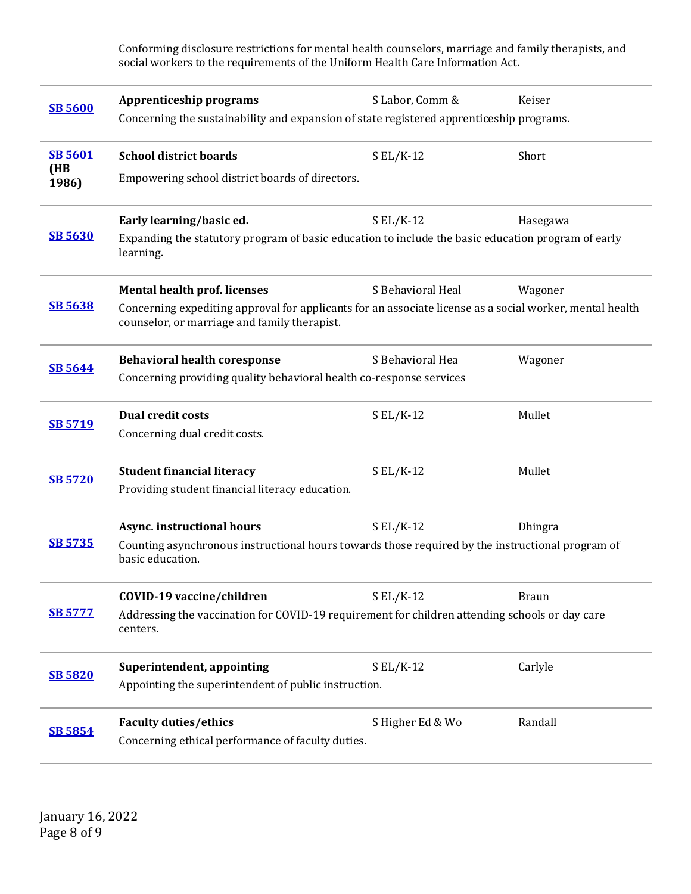Conforming disclosure restrictions for mental health counselors, marriage and family therapists, and social workers to the requirements of the Uniform Health Care Information Act.

| Bill | Title / Description | Committee | Sponsor |
|---|---|---|---|
| **SB 5600** | **Apprenticeship programs**<br>Concerning the sustainability and expansion of state registered apprenticeship programs. | S Labor, Comm & | Keiser |
| **SB 5601 (HB 1986)** | **School district boards**<br>Empowering school district boards of directors. | S EL/K-12 | Short |
| **SB 5630** | **Early learning/basic ed.**<br>Expanding the statutory program of basic education to include the basic education program of early learning. | S EL/K-12 | Hasegawa |
| **SB 5638** | **Mental health prof. licenses**<br>Concerning expediting approval for applicants for an associate license as a social worker, mental health counselor, or marriage and family therapist. | S Behavioral Heal | Wagoner |
| **SB 5644** | **Behavioral health coresponse**<br>Concerning providing quality behavioral health co-response services | S Behavioral Hea | Wagoner |
| **SB 5719** | **Dual credit costs**<br>Concerning dual credit costs. | S EL/K-12 | Mullet |
| **SB 5720** | **Student financial literacy**<br>Providing student financial literacy education. | S EL/K-12 | Mullet |
| **SB 5735** | **Async. instructional hours**<br>Counting asynchronous instructional hours towards those required by the instructional program of basic education. | S EL/K-12 | Dhingra |
| **SB 5777** | **COVID-19 vaccine/children**<br>Addressing the vaccination for COVID-19 requirement for children attending schools or day care centers. | S EL/K-12 | Braun |
| **SB 5820** | **Superintendent, appointing**<br>Appointing the superintendent of public instruction. | S EL/K-12 | Carlyle |
| **SB 5854** | **Faculty duties/ethics**<br>Concerning ethical performance of faculty duties. | S Higher Ed & Wo | Randall |

January 16, 2022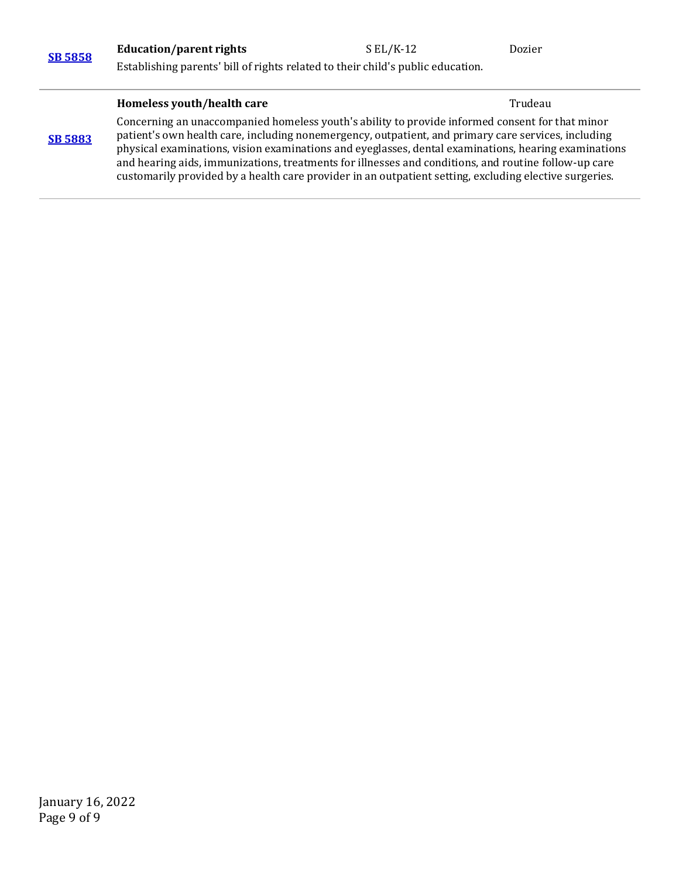| | | | |
|---|---|---|---|
| **SB 5858** | **Education/parent rights** <br> Establishing parents' bill of rights related to their child's public education. | S EL/K-12 | Dozier |
| **SB 5883** | **Homeless youth/health care** <br> Concerning an unaccompanied homeless youth's ability to provide informed consent for that minor patient's own health care, including nonemergency, outpatient, and primary care services, including physical examinations, vision examinations and eyeglasses, dental examinations, hearing examinations and hearing aids, immunizations, treatments for illnesses and conditions, and routine follow-up care customarily provided by a health care provider in an outpatient setting, excluding elective surgeries. | | Trudeau |

January 16, 2022